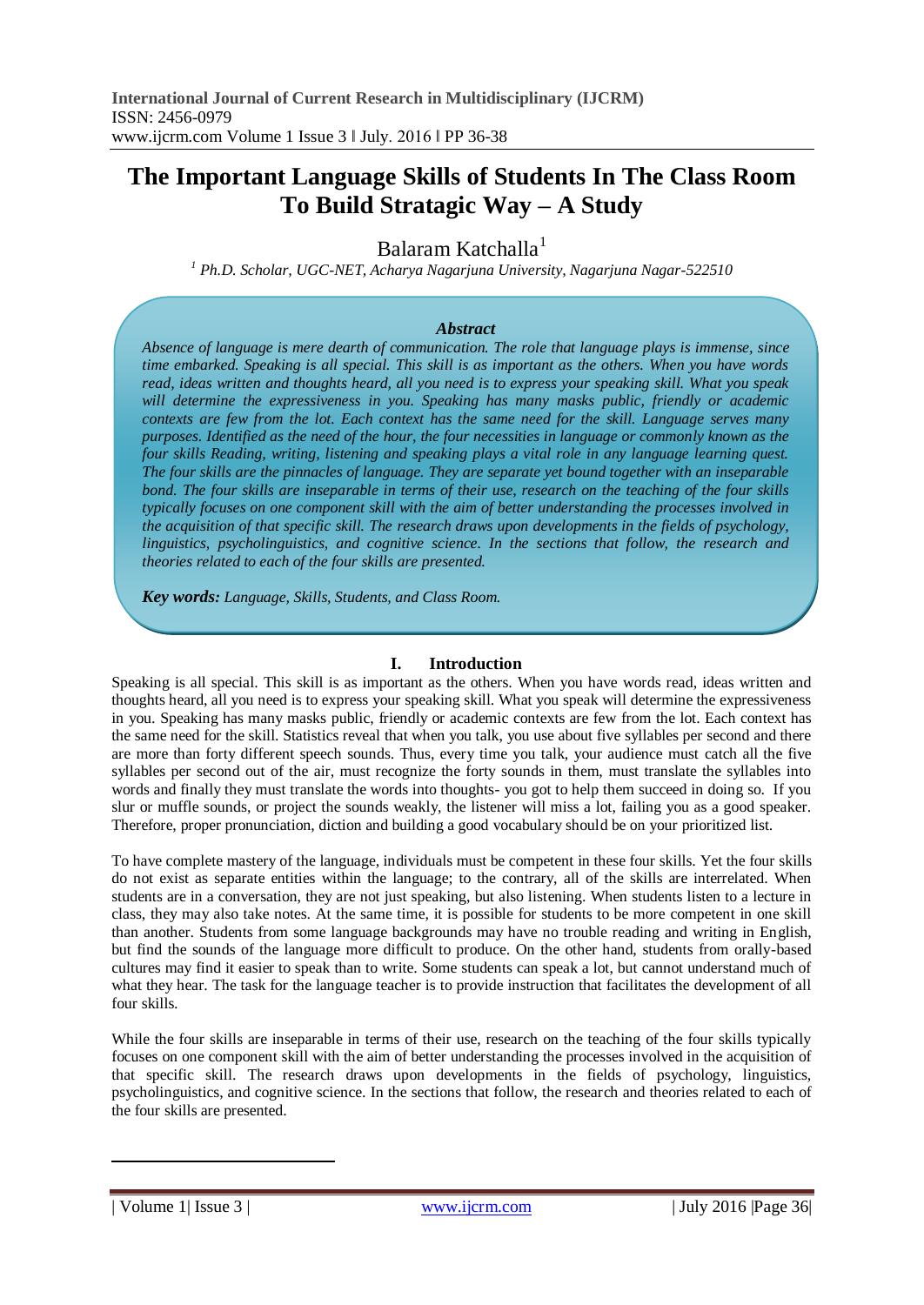# The Important Language Skills of Students In The Class Room To Build Stratagic Way – A Study

Balaram Katchalla[1]

[1] *Ph.D. Scholar, UGC-NET, Acharya Nagarjuna University, Nagarjuna Nagar-522510*

***Abstract***

*Absence of language is mere dearth of communication. The role that language plays is immense, since time embarked. Speaking is all special. This skill is as important as the others. When you have words read, ideas written and thoughts heard, all you need is to express your speaking skill. What you speak will determine the expressiveness in you. Speaking has many masks public, friendly or academic contexts are few from the lot. Each context has the same need for the skill. Language serves many purposes. Identified as the need of the hour, the four necessities in language or commonly known as the four skills Reading, writing, listening and speaking plays a vital role in any language learning quest. The four skills are the pinnacles of language. They are separate yet bound together with an inseparable bond. The four skills are inseparable in terms of their use, research on the teaching of the four skills typically focuses on one component skill with the aim of better understanding the processes involved in the acquisition of that specific skill. The research draws upon developments in the fields of psychology, linguistics, psycholinguistics, and cognitive science. In the sections that follow, the research and theories related to each of the four skills are presented.*

***Key words:*** *Language, Skills, Students, and Class Room.*

## I. Introduction

Speaking is all special. This skill is as important as the others. When you have words read, ideas written and thoughts heard, all you need is to express your speaking skill. What you speak will determine the expressiveness in you. Speaking has many masks public, friendly or academic contexts are few from the lot. Each context has the same need for the skill. Statistics reveal that when you talk, you use about five syllables per second and there are more than forty different speech sounds. Thus, every time you talk, your audience must catch all the five syllables per second out of the air, must recognize the forty sounds in them, must translate the syllables into words and finally they must translate the words into thoughts- you got to help them succeed in doing so. If you slur or muffle sounds, or project the sounds weakly, the listener will miss a lot, failing you as a good speaker. Therefore, proper pronunciation, diction and building a good vocabulary should be on your prioritized list.

To have complete mastery of the language, individuals must be competent in these four skills. Yet the four skills do not exist as separate entities within the language; to the contrary, all of the skills are interrelated. When students are in a conversation, they are not just speaking, but also listening. When students listen to a lecture in class, they may also take notes. At the same time, it is possible for students to be more competent in one skill than another. Students from some language backgrounds may have no trouble reading and writing in English, but find the sounds of the language more difficult to produce. On the other hand, students from orally-based cultures may find it easier to speak than to write. Some students can speak a lot, but cannot understand much of what they hear. The task for the language teacher is to provide instruction that facilitates the development of all four skills.

While the four skills are inseparable in terms of their use, research on the teaching of the four skills typically focuses on one component skill with the aim of better understanding the processes involved in the acquisition of that specific skill. The research draws upon developments in the fields of psychology, linguistics, psycholinguistics, and cognitive science. In the sections that follow, the research and theories related to each of the four skills are presented.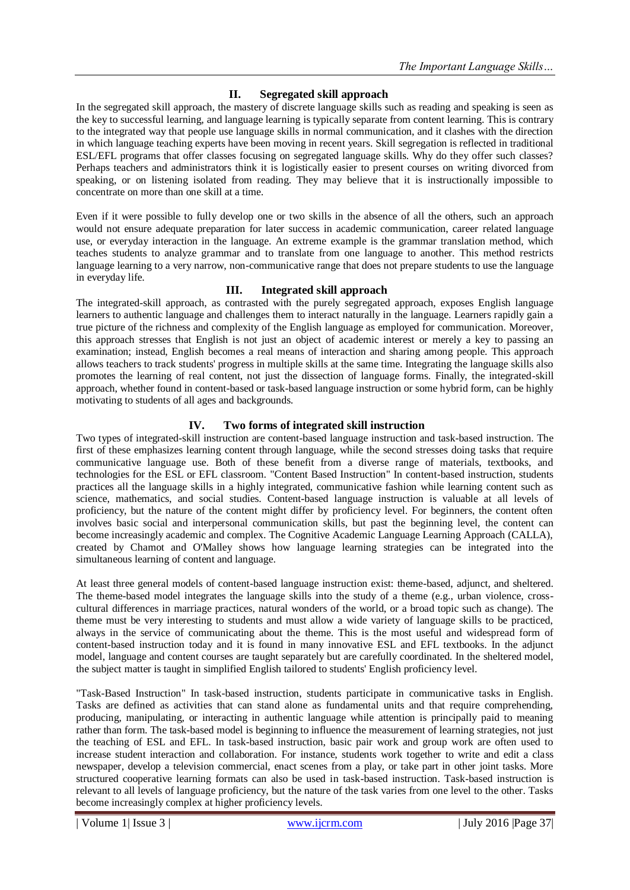## II. Segregated skill approach

In the segregated skill approach, the mastery of discrete language skills such as reading and speaking is seen as the key to successful learning, and language learning is typically separate from content learning. This is contrary to the integrated way that people use language skills in normal communication, and it clashes with the direction in which language teaching experts have been moving in recent years. Skill segregation is reflected in traditional ESL/EFL programs that offer classes focusing on segregated language skills. Why do they offer such classes? Perhaps teachers and administrators think it is logistically easier to present courses on writing divorced from speaking, or on listening isolated from reading. They may believe that it is instructionally impossible to concentrate on more than one skill at a time.

Even if it were possible to fully develop one or two skills in the absence of all the others, such an approach would not ensure adequate preparation for later success in academic communication, career related language use, or everyday interaction in the language. An extreme example is the grammar translation method, which teaches students to analyze grammar and to translate from one language to another. This method restricts language learning to a very narrow, non-communicative range that does not prepare students to use the language in everyday life.

## III. Integrated skill approach

The integrated-skill approach, as contrasted with the purely segregated approach, exposes English language learners to authentic language and challenges them to interact naturally in the language. Learners rapidly gain a true picture of the richness and complexity of the English language as employed for communication. Moreover, this approach stresses that English is not just an object of academic interest or merely a key to passing an examination; instead, English becomes a real means of interaction and sharing among people. This approach allows teachers to track students' progress in multiple skills at the same time. Integrating the language skills also promotes the learning of real content, not just the dissection of language forms. Finally, the integrated-skill approach, whether found in content-based or task-based language instruction or some hybrid form, can be highly motivating to students of all ages and backgrounds.

## IV. Two forms of integrated skill instruction

Two types of integrated-skill instruction are content-based language instruction and task-based instruction. The first of these emphasizes learning content through language, while the second stresses doing tasks that require communicative language use. Both of these benefit from a diverse range of materials, textbooks, and technologies for the ESL or EFL classroom. "Content Based Instruction" In content-based instruction, students practices all the language skills in a highly integrated, communicative fashion while learning content such as science, mathematics, and social studies. Content-based language instruction is valuable at all levels of proficiency, but the nature of the content might differ by proficiency level. For beginners, the content often involves basic social and interpersonal communication skills, but past the beginning level, the content can become increasingly academic and complex. The Cognitive Academic Language Learning Approach (CALLA), created by Chamot and O'Malley shows how language learning strategies can be integrated into the simultaneous learning of content and language.

At least three general models of content-based language instruction exist: theme-based, adjunct, and sheltered. The theme-based model integrates the language skills into the study of a theme (e.g., urban violence, cross-cultural differences in marriage practices, natural wonders of the world, or a broad topic such as change). The theme must be very interesting to students and must allow a wide variety of language skills to be practiced, always in the service of communicating about the theme. This is the most useful and widespread form of content-based instruction today and it is found in many innovative ESL and EFL textbooks. In the adjunct model, language and content courses are taught separately but are carefully coordinated. In the sheltered model, the subject matter is taught in simplified English tailored to students' English proficiency level.

"Task-Based Instruction" In task-based instruction, students participate in communicative tasks in English. Tasks are defined as activities that can stand alone as fundamental units and that require comprehending, producing, manipulating, or interacting in authentic language while attention is principally paid to meaning rather than form. The task-based model is beginning to influence the measurement of learning strategies, not just the teaching of ESL and EFL. In task-based instruction, basic pair work and group work are often used to increase student interaction and collaboration. For instance, students work together to write and edit a class newspaper, develop a television commercial, enact scenes from a play, or take part in other joint tasks. More structured cooperative learning formats can also be used in task-based instruction. Task-based instruction is relevant to all levels of language proficiency, but the nature of the task varies from one level to the other. Tasks become increasingly complex at higher proficiency levels.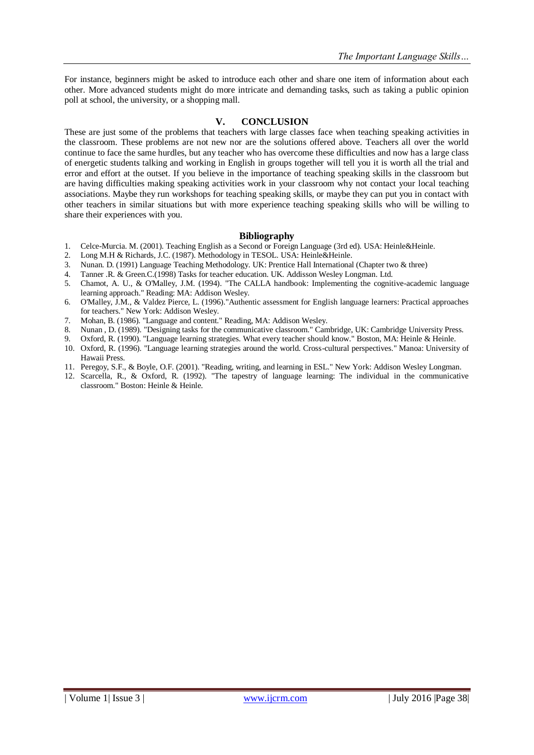For instance, beginners might be asked to introduce each other and share one item of information about each other. More advanced students might do more intricate and demanding tasks, such as taking a public opinion poll at school, the university, or a shopping mall.

## V. CONCLUSION

These are just some of the problems that teachers with large classes face when teaching speaking activities in the classroom. These problems are not new nor are the solutions offered above. Teachers all over the world continue to face the same hurdles, but any teacher who has overcome these difficulties and now has a large class of energetic students talking and working in English in groups together will tell you it is worth all the trial and error and effort at the outset. If you believe in the importance of teaching speaking skills in the classroom but are having difficulties making speaking activities work in your classroom why not contact your local teaching associations. Maybe they run workshops for teaching speaking skills, or maybe they can put you in contact with other teachers in similar situations but with more experience teaching speaking skills who will be willing to share their experiences with you.

## Bibliography

1. Celce-Murcia. M. (2001). Teaching English as a Second or Foreign Language (3rd ed). USA: Heinle&Heinle.
2. Long M.H & Richards, J.C. (1987). Methodology in TESOL. USA: Heinle&Heinle.
3. Nunan. D. (1991) Language Teaching Methodology. UK: Prentice Hall International (Chapter two & three)
4. Tanner .R. & Green.C.(1998) Tasks for teacher education. UK. Addisson Wesley Longman. Ltd.
5. Chamot, A. U., & O'Malley, J.M. (1994). "The CALLA handbook: Implementing the cognitive-academic language learning approach." Reading: MA: Addison Wesley.
6. O'Malley, J.M., & Valdez Pierce, L. (1996)."Authentic assessment for English language learners: Practical approaches for teachers." New York: Addison Wesley.
7. Mohan, B. (1986). "Language and content." Reading, MA: Addison Wesley.
8. Nunan , D. (1989). "Designing tasks for the communicative classroom." Cambridge, UK: Cambridge University Press.
9. Oxford, R. (1990). "Language learning strategies. What every teacher should know." Boston, MA: Heinle & Heinle.
10. Oxford, R. (1996). "Language learning strategies around the world. Cross-cultural perspectives." Manoa: University of Hawaii Press.
11. Peregoy, S.F., & Boyle, O.F. (2001). "Reading, writing, and learning in ESL." New York: Addison Wesley Longman.
12. Scarcella, R., & Oxford, R. (1992). "The tapestry of language learning: The individual in the communicative classroom." Boston: Heinle & Heinle.